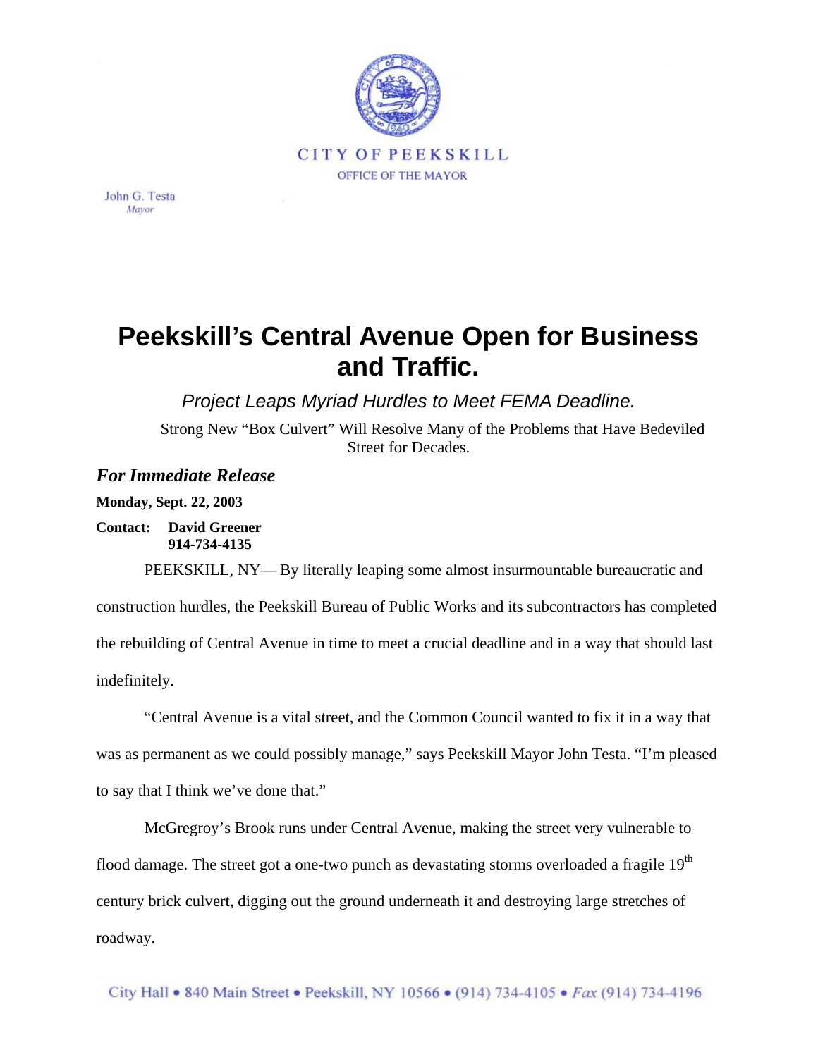CITY OF PEEKSKILL

OFFICE OF THE MAYOR

John G. Testa
*Mayor*

# Peekskill's Central Avenue Open for Business and Traffic.

## *Project Leaps Myriad Hurdles to Meet FEMA Deadline.*

Strong New "Box Culvert" Will Resolve Many of the Problems that Have Bedeviled Street for Decades.

***For Immediate Release***

**Monday, Sept. 22, 2003**

**Contact: David Greener**
**914-734-4135**

PEEKSKILL, NY— By literally leaping some almost insurmountable bureaucratic and construction hurdles, the Peekskill Bureau of Public Works and its subcontractors has completed the rebuilding of Central Avenue in time to meet a crucial deadline and in a way that should last indefinitely.

"Central Avenue is a vital street, and the Common Council wanted to fix it in a way that was as permanent as we could possibly manage," says Peekskill Mayor John Testa. "I'm pleased to say that I think we've done that."

McGregroy's Brook runs under Central Avenue, making the street very vulnerable to flood damage. The street got a one-two punch as devastating storms overloaded a fragile 19th century brick culvert, digging out the ground underneath it and destroying large stretches of roadway.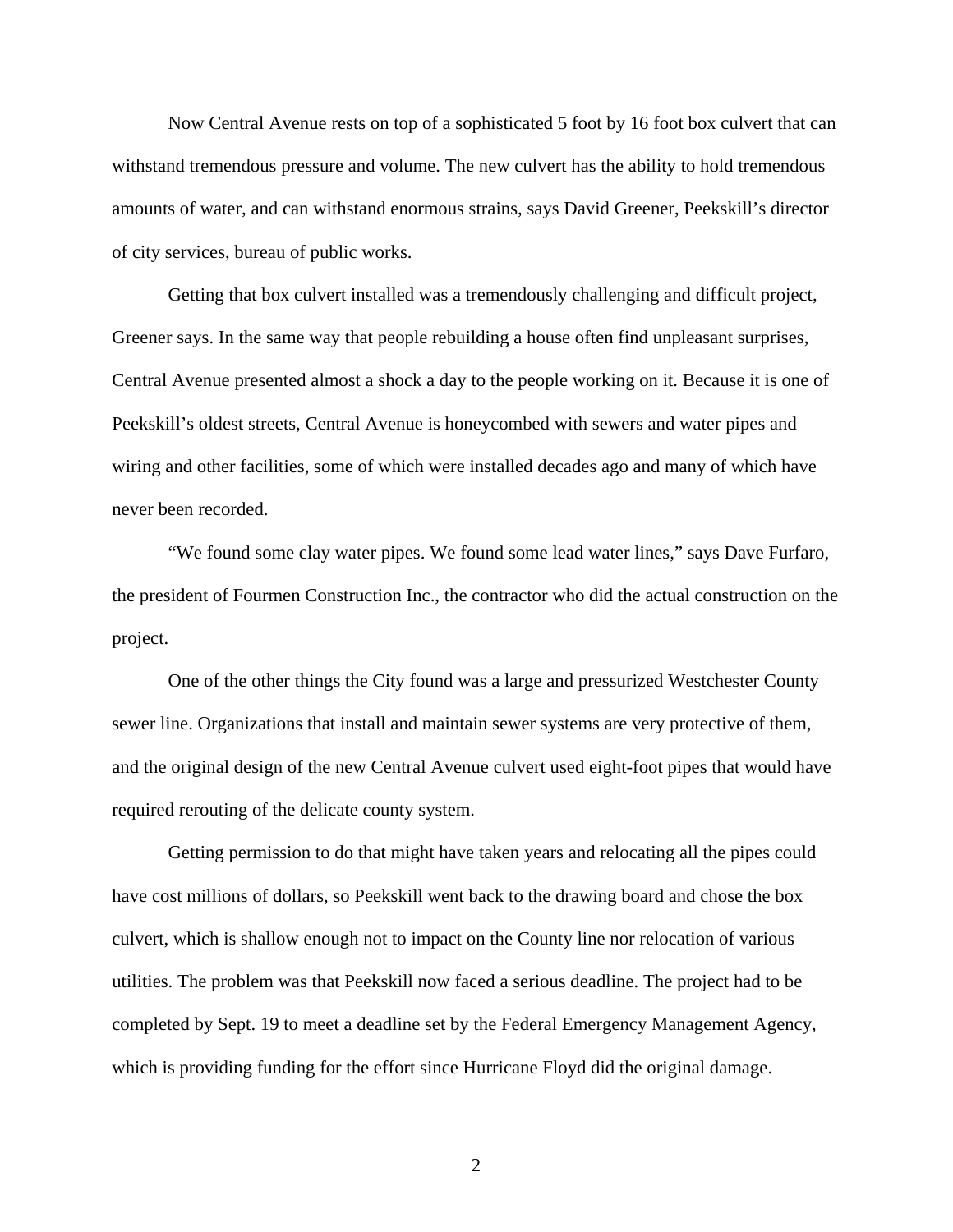Now Central Avenue rests on top of a sophisticated 5 foot by 16 foot box culvert that can withstand tremendous pressure and volume. The new culvert has the ability to hold tremendous amounts of water, and can withstand enormous strains, says David Greener, Peekskill's director of city services, bureau of public works.

Getting that box culvert installed was a tremendously challenging and difficult project, Greener says. In the same way that people rebuilding a house often find unpleasant surprises, Central Avenue presented almost a shock a day to the people working on it. Because it is one of Peekskill's oldest streets, Central Avenue is honeycombed with sewers and water pipes and wiring and other facilities, some of which were installed decades ago and many of which have never been recorded.

"We found some clay water pipes. We found some lead water lines," says Dave Furfaro, the president of Fourmen Construction Inc., the contractor who did the actual construction on the project.

One of the other things the City found was a large and pressurized Westchester County sewer line. Organizations that install and maintain sewer systems are very protective of them, and the original design of the new Central Avenue culvert used eight-foot pipes that would have required rerouting of the delicate county system.

Getting permission to do that might have taken years and relocating all the pipes could have cost millions of dollars, so Peekskill went back to the drawing board and chose the box culvert, which is shallow enough not to impact on the County line nor relocation of various utilities. The problem was that Peekskill now faced a serious deadline. The project had to be completed by Sept. 19 to meet a deadline set by the Federal Emergency Management Agency, which is providing funding for the effort since Hurricane Floyd did the original damage.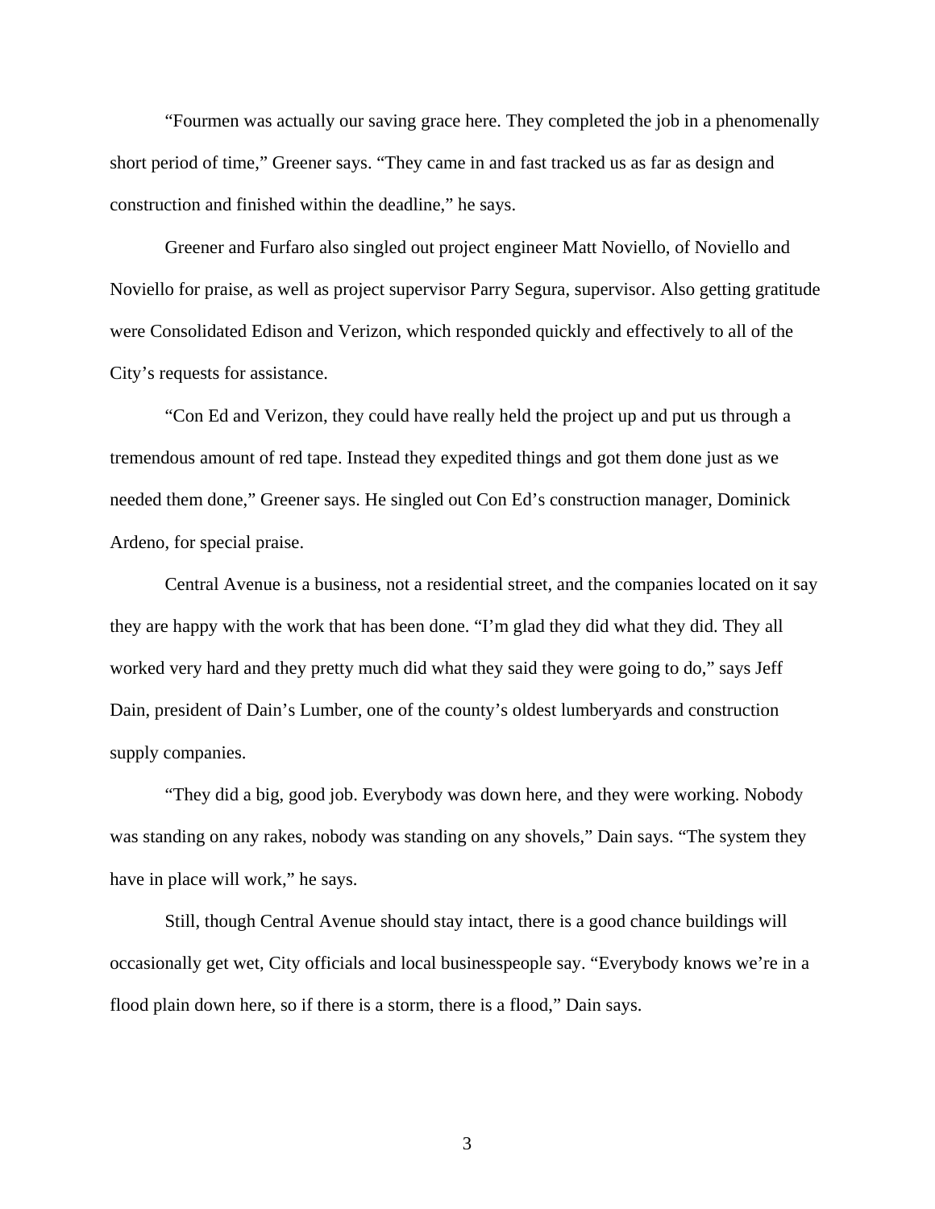“Fourmen was actually our saving grace here. They completed the job in a phenomenally short period of time,” Greener says. “They came in and fast tracked us as far as design and construction and finished within the deadline,” he says.

Greener and Furfaro also singled out project engineer Matt Noviello, of Noviello and Noviello for praise, as well as project supervisor Parry Segura, supervisor. Also getting gratitude were Consolidated Edison and Verizon, which responded quickly and effectively to all of the City’s requests for assistance.

“Con Ed and Verizon, they could have really held the project up and put us through a tremendous amount of red tape. Instead they expedited things and got them done just as we needed them done,” Greener says. He singled out Con Ed’s construction manager, Dominick Ardeno, for special praise.

Central Avenue is a business, not a residential street, and the companies located on it say they are happy with the work that has been done. “I’m glad they did what they did. They all worked very hard and they pretty much did what they said they were going to do,” says Jeff Dain, president of Dain’s Lumber, one of the county’s oldest lumberyards and construction supply companies.

“They did a big, good job. Everybody was down here, and they were working. Nobody was standing on any rakes, nobody was standing on any shovels,” Dain says. “The system they have in place will work,” he says.

Still, though Central Avenue should stay intact, there is a good chance buildings will occasionally get wet, City officials and local businesspeople say. “Everybody knows we’re in a flood plain down here, so if there is a storm, there is a flood,” Dain says.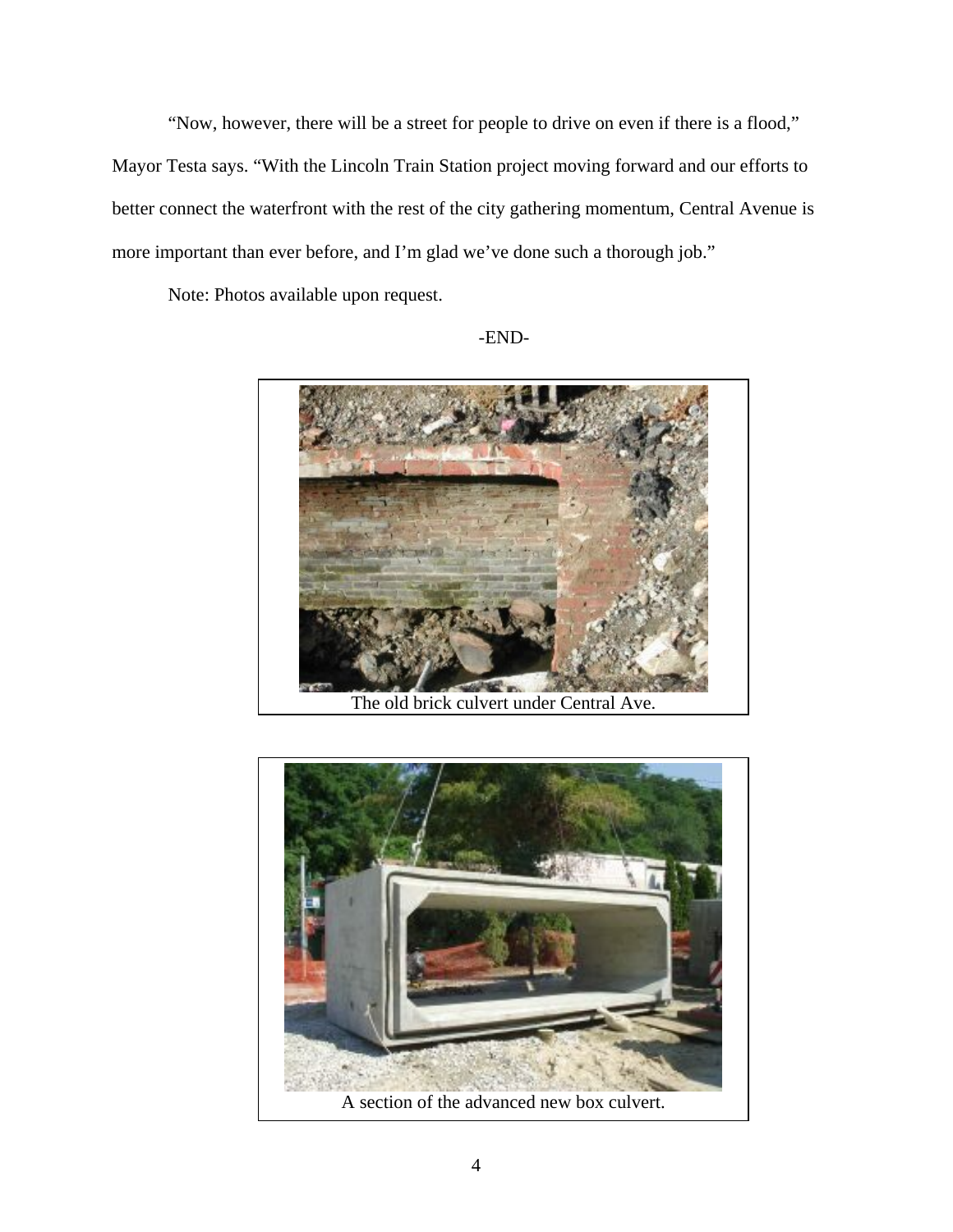"Now, however, there will be a street for people to drive on even if there is a flood," Mayor Testa says. "With the Lincoln Train Station project moving forward and our efforts to better connect the waterfront with the rest of the city gathering momentum, Central Avenue is more important than ever before, and I'm glad we've done such a thorough job."

Note: Photos available upon request.

-END-

The old brick culvert under Central Ave.

A section of the advanced new box culvert.